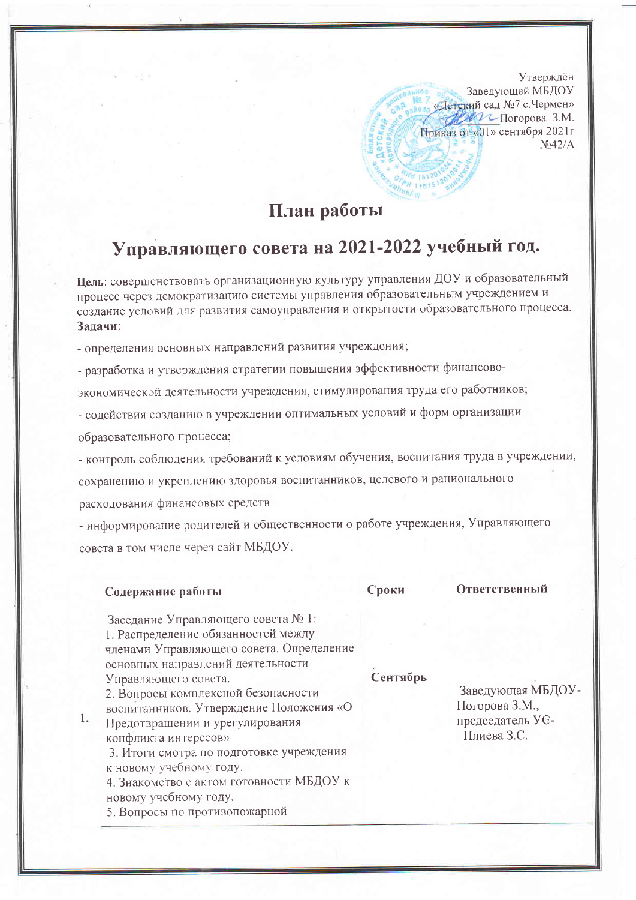Утверждён
Заведующей МБДОУ
«Детский сад №7 с.Чермен»
\_\_\_\_\_\_ Погорова З.М.
Приказ от «01» сентября 2021г
№42/А

# План работы

# Управляющего совета на 2021-2022 учебный год.

**Цель**: совершенствовать организационную культуру управления ДОУ и образовательный процесс через демократизацию системы управления образовательным учреждением и создание условий для развития самоуправления и открытости образовательного процесса.

**Задачи**:

- определения основных направлений развития учреждения;
- разработка и утверждения стратегии повышения эффективности финансово-экономической деятельности учреждения, стимулирования труда его работников;
- содействия созданию в учреждении оптимальных условий и форм организации образовательного процесса;
- контроль соблюдения требований к условиям обучения, воспитания труда в учреждении, сохранению и укреплению здоровья воспитанников, целевого и рационального расходования финансовых средств
- информирование родителей и общественности о работе учреждения, Управляющего совета в том числе через сайт МБДОУ.

| | Содержание работы | Сроки | Ответственный |
|---|---|---|---|
| 1. | Заседание Управляющего совета № 1:<br>1. Распределение обязанностей между членами Управляющего совета. Определение основных направлений деятельности Управляющего совета.<br>2. Вопросы комплексной безопасности воспитанников. Утверждение Положения «О Предотвращении и урегулирования конфликта интересов»<br>3. Итоги смотра по подготовке учреждения к новому учебному году.<br>4. Знакомство с актом готовности МБДОУ к новому учебному году.<br>5. Вопросы по противопожарной | Сентябрь | Заведующая МБДОУ- Погорова З.М., председатель УС- Плиева З.С. |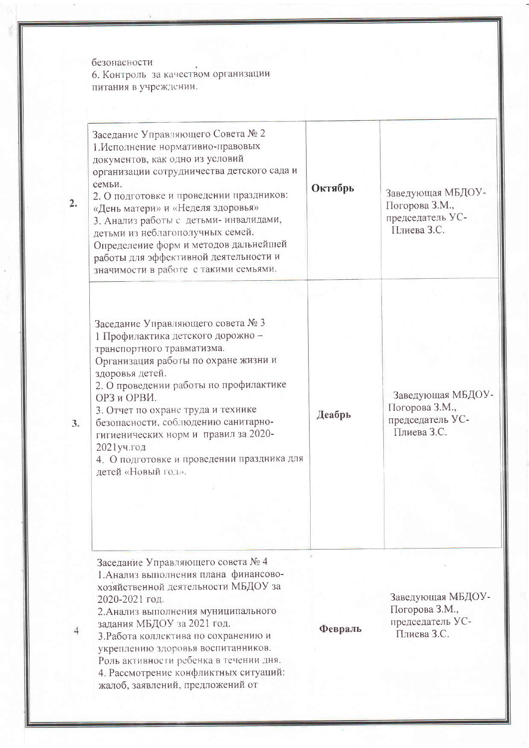| | | | |
|---|---|---|---|
| | безопасности<br>6. Контроль за качеством организации питания в учреждении. | | |
| 2. | Заседание Управляющего Совета № 2<br>1.Исполнение нормативно-правовых документов, как одно из условий организации сотрудничества детского сада и семьи.<br>2. О подготовке и проведении праздников: «День матери» и «Неделя здоровья»<br>3. Анализ работы с детьми- инвалидами, детьми из неблагополучных семей. Определение форм и методов дальнейшей работы для эффективной деятельности и значимости в работе с такими семьями. | **Октябрь** | Заведующая МБДОУ-Погорова З.М., председатель УС-Плиева З.С. |
| 3. | Заседание Управляющего совета № 3<br>1 Профилактика детского дорожно – транспортного травматизма.<br>Организация работы по охране жизни и здоровья детей.<br>2. О проведении работы по профилактике ОРЗ и ОРВИ.<br>3. Отчет по охране труда и технике безопасности, соблюдению санитарно-гигиенических норм и правил за 2020-2021уч.год<br>4. О подготовке и проведении праздника для детей «Новый год». | **Деабрь** | Заведующая МБДОУ-Погорова З.М., председатель УС-Плиева З.С. |
| 4 | Заседание Управляющего совета № 4<br>1.Анализ выполнения плана финансово-хозяйственной деятельности МБДОУ за 2020-2021 год.<br>2.Анализ выполнения муниципального задания МБДОУ за 2021 год.<br>3.Работа коллектива по сохранению и укреплению здоровья воспитанников.<br>Роль активности ребенка в течении дня.<br>4. Рассмотрение конфликтных ситуаций: жалоб, заявлений, предложений от | **Февраль** | Заведующая МБДОУ-Погорова З.М., председатель УС-Плиева З.С. |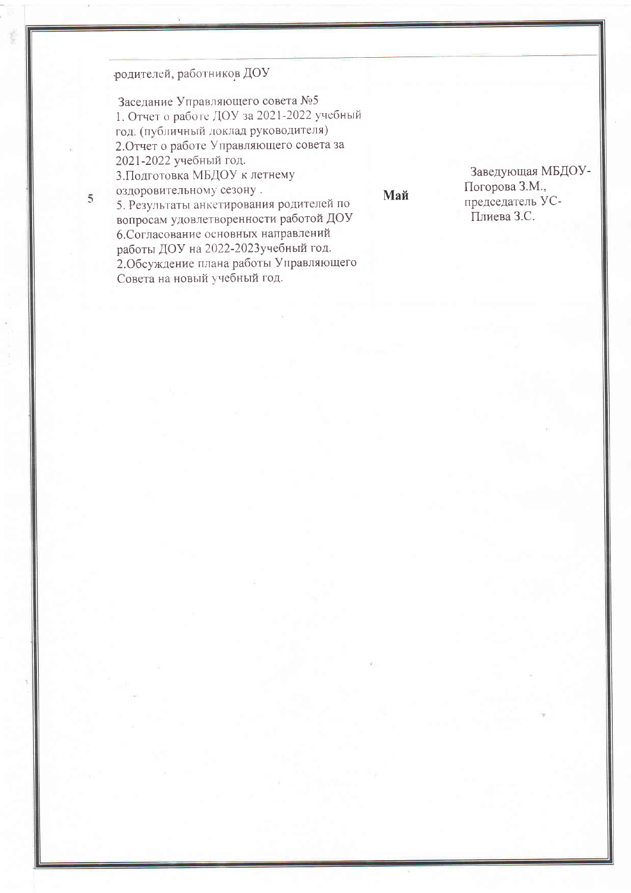| | | | |
|---|---|---|---|
| | родителей, работников ДОУ | | |
| 5 | Заседание Управляющего совета №5<br>1. Отчет о работе ДОУ за 2021-2022 учебный год. (публичный доклад руководителя)<br>2.Отчет о работе Управляющего совета за 2021-2022 учебный год.<br>3.Подготовка МБДОУ к летнему оздоровительному сезону .<br>5. Результаты анкетирования родителей по вопросам удовлетворенности работой ДОУ<br>6.Согласование основных направлений работы ДОУ на 2022-2023учебный год.<br>2.Обсуждение плана работы Управляющего Совета на новый учебный год. | **Май** | Заведующая МБДОУ-Погорова З.М., председатель УС-Плиева З.С. |